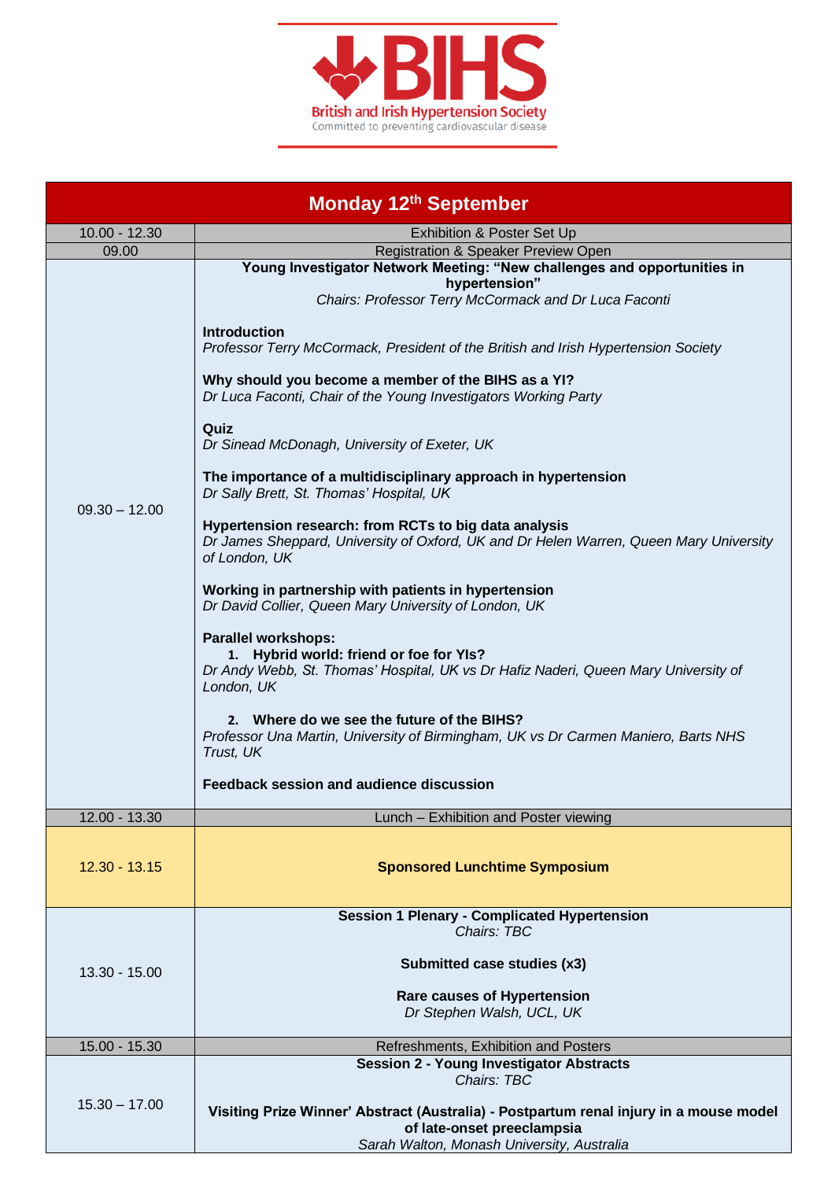**BIHS**

British and Irish Hypertension Society

Committed to preventing cardiovascular disease

| Monday 12th September | |
|---|---|
| 10.00 - 12.30 | Exhibition & Poster Set Up |
| 09.00 | Registration & Speaker Preview Open |
| 09.30 – 12.00 | **Young Investigator Network Meeting: "New challenges and opportunities in hypertension"**<br>*Chairs: Professor Terry McCormack and Dr Luca Faconti*<br><br>**Introduction**<br>*Professor Terry McCormack, President of the British and Irish Hypertension Society*<br><br>**Why should you become a member of the BIHS as a YI?**<br>*Dr Luca Faconti, Chair of the Young Investigators Working Party*<br><br>**Quiz**<br>*Dr Sinead McDonagh, University of Exeter, UK*<br><br>**The importance of a multidisciplinary approach in hypertension**<br>*Dr Sally Brett, St. Thomas' Hospital, UK*<br><br>**Hypertension research: from RCTs to big data analysis**<br>*Dr James Sheppard, University of Oxford, UK and Dr Helen Warren, Queen Mary University of London, UK*<br><br>**Working in partnership with patients in hypertension**<br>*Dr David Collier, Queen Mary University of London, UK*<br><br>**Parallel workshops:**<br>**1. Hybrid world: friend or foe for YIs?**<br>*Dr Andy Webb, St. Thomas' Hospital, UK vs Dr Hafiz Naderi, Queen Mary University of London, UK*<br><br>**2. Where do we see the future of the BIHS?**<br>*Professor Una Martin, University of Birmingham, UK vs Dr Carmen Maniero, Barts NHS Trust, UK*<br><br>**Feedback session and audience discussion** |
| 12.00 - 13.30 | Lunch – Exhibition and Poster viewing |
| 12.30 - 13.15 | **Sponsored Lunchtime Symposium** |
| 13.30 - 15.00 | **Session 1 Plenary - Complicated Hypertension**<br>*Chairs: TBC*<br><br>**Submitted case studies (x3)**<br><br>**Rare causes of Hypertension**<br>*Dr Stephen Walsh, UCL, UK* |
| 15.00 - 15.30 | Refreshments, Exhibition and Posters |
| 15.30 – 17.00 | **Session 2 - Young Investigator Abstracts**<br>*Chairs: TBC*<br><br>**Visiting Prize Winner' Abstract (Australia) - Postpartum renal injury in a mouse model of late-onset preeclampsia**<br>*Sarah Walton, Monash University, Australia* |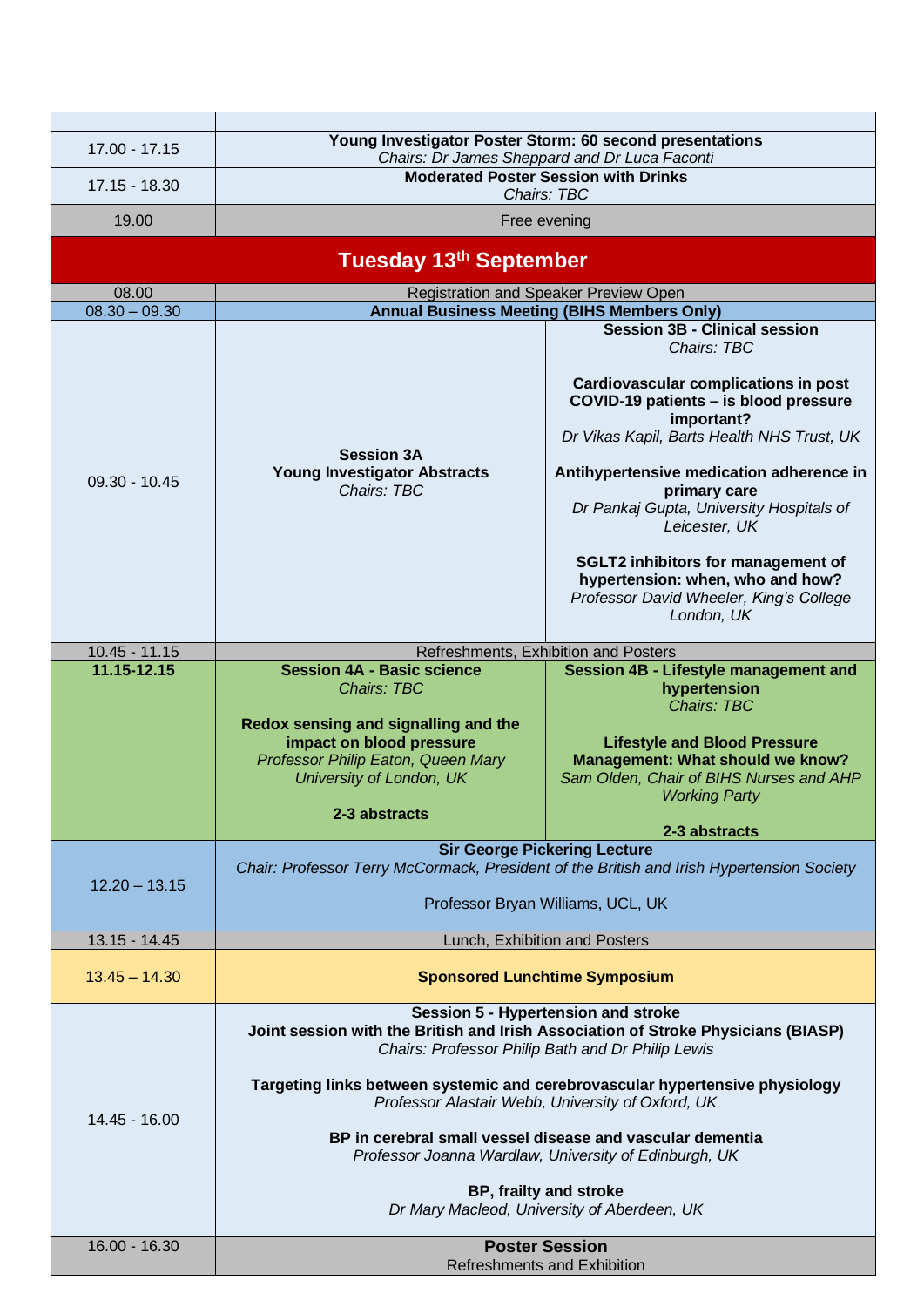| | | |
|---|---|---|
| 17.00 - 17.15 | **Young Investigator Poster Storm: 60 second presentations**<br>*Chairs: Dr James Sheppard and Dr Luca Faconti* | |
| 17.15 - 18.30 | **Moderated Poster Session with Drinks**<br>*Chairs: TBC* | |
| 19.00 | Free evening | |
| **Tuesday 13th September** | | |
| 08.00 | Registration and Speaker Preview Open | |
| 08.30 – 09.30 | **Annual Business Meeting (BIHS Members Only)** | |
| 09.30 - 10.45 | **Session 3A**<br>**Young Investigator Abstracts**<br>*Chairs: TBC* | **Session 3B - Clinical session**<br>*Chairs: TBC*<br><br>**Cardiovascular complications in post COVID-19 patients – is blood pressure important?**<br>*Dr Vikas Kapil, Barts Health NHS Trust, UK*<br><br>**Antihypertensive medication adherence in primary care**<br>*Dr Pankaj Gupta, University Hospitals of Leicester, UK*<br><br>**SGLT2 inhibitors for management of hypertension: when, who and how?**<br>*Professor David Wheeler, King's College London, UK* |
| 10.45 - 11.15 | Refreshments, Exhibition and Posters | |
| **11.15-12.15** | **Session 4A - Basic science**<br>*Chairs: TBC*<br><br>**Redox sensing and signalling and the impact on blood pressure**<br>*Professor Philip Eaton, Queen Mary University of London, UK*<br><br>**2-3 abstracts** | **Session 4B - Lifestyle management and hypertension**<br>*Chairs: TBC*<br><br>**Lifestyle and Blood Pressure Management: What should we know?**<br>*Sam Olden, Chair of BIHS Nurses and AHP Working Party*<br><br>**2-3 abstracts** |
| 12.20 – 13.15 | **Sir George Pickering Lecture**<br>*Chair: Professor Terry McCormack, President of the British and Irish Hypertension Society*<br><br>Professor Bryan Williams, UCL, UK | |
| 13.15 - 14.45 | Lunch, Exhibition and Posters | |
| 13.45 – 14.30 | **Sponsored Lunchtime Symposium** | |
| 14.45 - 16.00 | **Session 5 - Hypertension and stroke**<br>**Joint session with the British and Irish Association of Stroke Physicians (BIASP)**<br>*Chairs: Professor Philip Bath and Dr Philip Lewis*<br><br>**Targeting links between systemic and cerebrovascular hypertensive physiology**<br>*Professor Alastair Webb, University of Oxford, UK*<br><br>**BP in cerebral small vessel disease and vascular dementia**<br>*Professor Joanna Wardlaw, University of Edinburgh, UK*<br><br>**BP, frailty and stroke**<br>*Dr Mary Macleod, University of Aberdeen, UK* | |
| 16.00 - 16.30 | **Poster Session**<br>Refreshments and Exhibition | |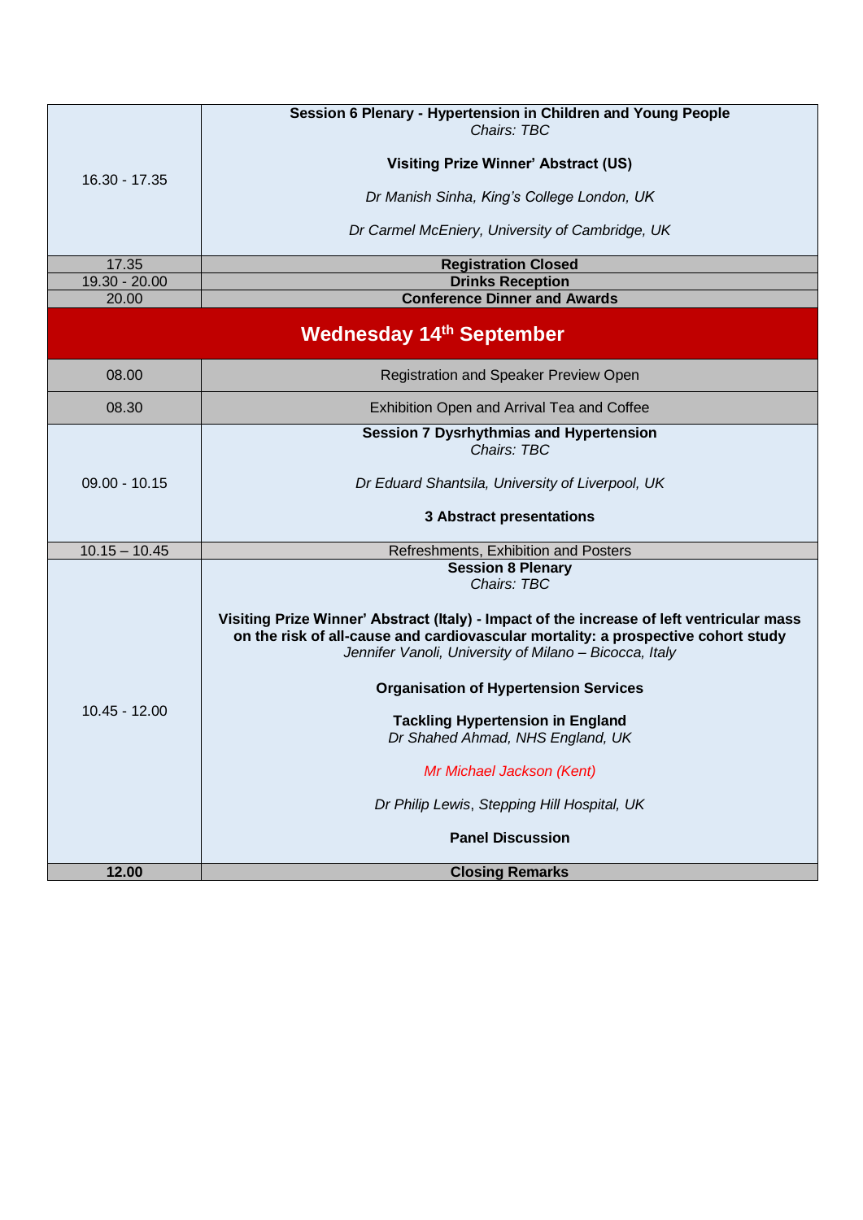| | |
|---|---|
| 16.30 - 17.35 | **Session 6 Plenary - Hypertension in Children and Young People**<br>*Chairs: TBC*<br><br>**Visiting Prize Winner' Abstract (US)**<br><br>*Dr Manish Sinha, King's College London, UK*<br><br>*Dr Carmel McEniery, University of Cambridge, UK* |
| 17.35 | **Registration Closed** |
| 19.30 - 20.00 | **Drinks Reception** |
| 20.00 | **Conference Dinner and Awards** |
| **Wednesday 14th September** | |
| 08.00 | Registration and Speaker Preview Open |
| 08.30 | Exhibition Open and Arrival Tea and Coffee |
| 09.00 - 10.15 | **Session 7 Dysrhythmias and Hypertension**<br>*Chairs: TBC*<br><br>*Dr Eduard Shantsila, University of Liverpool, UK*<br><br>**3 Abstract presentations** |
| 10.15 – 10.45 | Refreshments, Exhibition and Posters |
| 10.45 - 12.00 | **Session 8 Plenary**<br>*Chairs: TBC*<br><br>**Visiting Prize Winner' Abstract (Italy) - Impact of the increase of left ventricular mass on the risk of all-cause and cardiovascular mortality: a prospective cohort study**<br>*Jennifer Vanoli, University of Milano – Bicocca, Italy*<br><br>**Organisation of Hypertension Services**<br><br>**Tackling Hypertension in England**<br>*Dr Shahed Ahmad, NHS England, UK*<br><br>*Mr Michael Jackson (Kent)*<br><br>*Dr Philip Lewis, Stepping Hill Hospital, UK*<br><br>**Panel Discussion** |
| **12.00** | **Closing Remarks** |